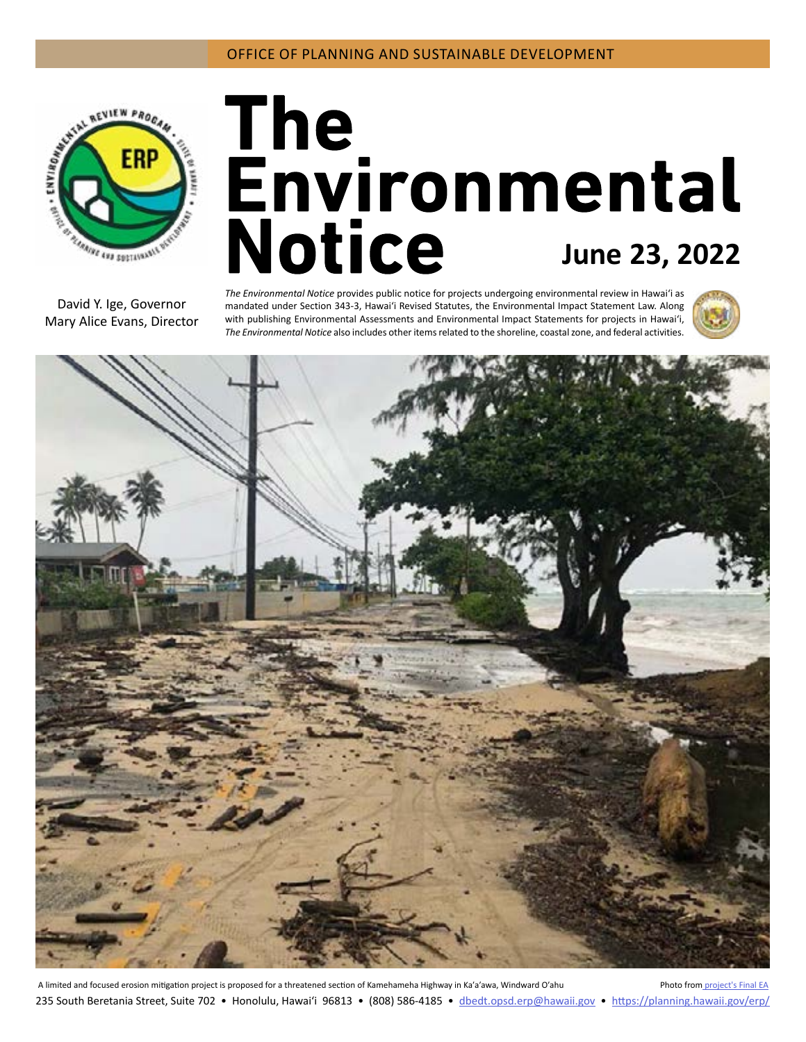OFFICE OF PLANNING AND SUSTAINABLE DEVELOPMENT

# The Environmental Notice

**June 23, 2022**

David Y. Ige, Governor
Mary Alice Evans, Director

*The Environmental Notice* provides public notice for projects undergoing environmental review in Hawaiʻi as mandated under Section 343-3, Hawaiʻi Revised Statutes, the Environmental Impact Statement Law. Along with publishing Environmental Assessments and Environmental Impact Statements for projects in Hawaiʻi, *The Environmental Notice* also includes other items related to the shoreline, coastal zone, and federal activities.

A limited and focused erosion mitigation project is proposed for a threatened section of Kamehameha Highway in Kaʻaʻawa, Windward Oʻahu

Photo from project's Final EA

235 South Beretania Street, Suite 702 • Honolulu, Hawaiʻi 96813 • (808) 586-4185 • dbedt.opsd.erp@hawaii.gov • https://planning.hawaii.gov/erp/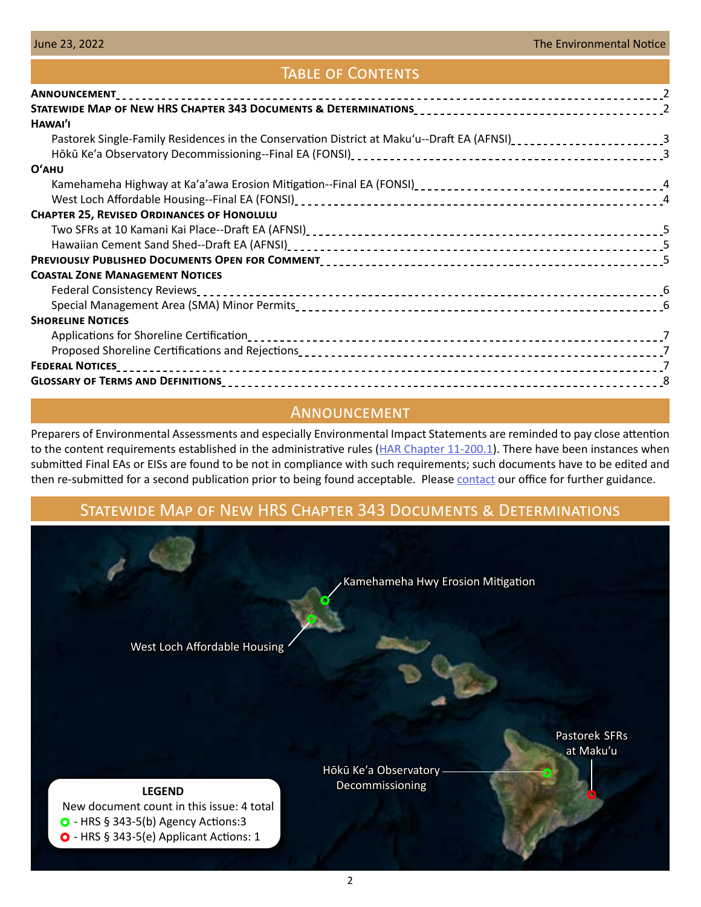## Table of Contents

**Announcement** .......... 2

**Statewide Map of New HRS Chapter 343 Documents & Determinations** .......... 2

**Hawai'i**

- Pastorek Single-Family Residences in the Conservation District at Maku'u--Draft EA (AFNSI) .......... 3
- Hōkū Ke'a Observatory Decommissioning--Final EA (FONSI) .......... 3

**O'ahu**

- Kamehameha Highway at Ka'a'awa Erosion Mitigation--Final EA (FONSI) .......... 4
- West Loch Affordable Housing--Final EA (FONSI) .......... 4

**Chapter 25, Revised Ordinances of Honolulu**

- Two SFRs at 10 Kamani Kai Place--Draft EA (AFNSI) .......... 5
- Hawaiian Cement Sand Shed--Draft EA (AFNSI) .......... 5

**Previously Published Documents Open for Comment** .......... 5

**Coastal Zone Management Notices**

- Federal Consistency Reviews .......... 6
- Special Management Area (SMA) Minor Permits .......... 6

**Shoreline Notices**

- Applications for Shoreline Certification .......... 7
- Proposed Shoreline Certifications and Rejections .......... 7

**Federal Notices** .......... 7

**Glossary of Terms and Definitions** .......... 8

## Announcement

Preparers of Environmental Assessments and especially Environmental Impact Statements are reminded to pay close attention to the content requirements established in the administrative rules (HAR Chapter 11-200.1). There have been instances when submitted Final EAs or EISs are found to be not in compliance with such requirements; such documents have to be edited and then re-submitted for a second publication prior to being found acceptable. Please contact our office for further guidance.

## Statewide Map of New HRS Chapter 343 Documents & Determinations

Kamehameha Hwy Erosion Mitigation

West Loch Affordable Housing

Hōkū Ke'a Observatory Decommissioning

Pastorek SFRs at Maku'u

**LEGEND**

New document count in this issue: 4 total

- HRS § 343-5(b) Agency Actions: 3
- HRS § 343-5(e) Applicant Actions: 1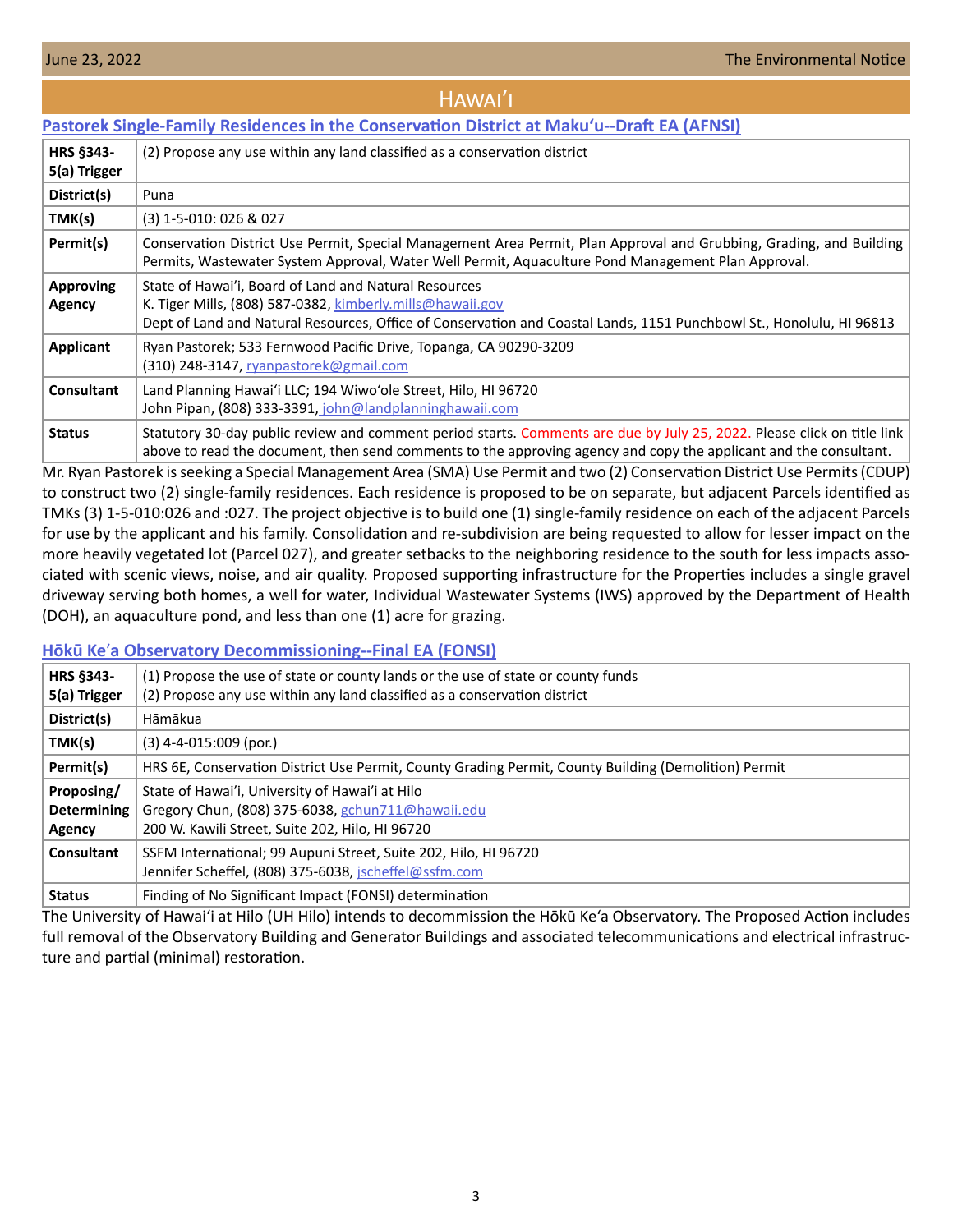# Hawaiʻi

## Pastorek Single-Family Residences in the Conservation District at Makuʻu--Draft EA (AFNSI)

| | |
|---|---|
| **HRS §343-5(a) Trigger** | (2) Propose any use within any land classified as a conservation district |
| **District(s)** | Puna |
| **TMK(s)** | (3) 1-5-010: 026 & 027 |
| **Permit(s)** | Conservation District Use Permit, Special Management Area Permit, Plan Approval and Grubbing, Grading, and Building Permits, Wastewater System Approval, Water Well Permit, Aquaculture Pond Management Plan Approval. |
| **Approving Agency** | State of Hawaiʻi, Board of Land and Natural Resources<br>K. Tiger Mills, (808) 587-0382, kimberly.mills@hawaii.gov<br>Dept of Land and Natural Resources, Office of Conservation and Coastal Lands, 1151 Punchbowl St., Honolulu, HI 96813 |
| **Applicant** | Ryan Pastorek; 533 Fernwood Pacific Drive, Topanga, CA 90290-3209<br>(310) 248-3147, ryanpastorek@gmail.com |
| **Consultant** | Land Planning Hawaiʻi LLC; 194 Wiwoʻole Street, Hilo, HI 96720<br>John Pipan, (808) 333-3391, john@landplanninghawaii.com |
| **Status** | Statutory 30-day public review and comment period starts. Comments are due by July 25, 2022. Please click on title link above to read the document, then send comments to the approving agency and copy the applicant and the consultant. |

Mr. Ryan Pastorek is seeking a Special Management Area (SMA) Use Permit and two (2) Conservation District Use Permits (CDUP) to construct two (2) single-family residences. Each residence is proposed to be on separate, but adjacent Parcels identified as TMKs (3) 1-5-010:026 and :027. The project objective is to build one (1) single-family residence on each of the adjacent Parcels for use by the applicant and his family. Consolidation and re-subdivision are being requested to allow for lesser impact on the more heavily vegetated lot (Parcel 027), and greater setbacks to the neighboring residence to the south for less impacts associated with scenic views, noise, and air quality. Proposed supporting infrastructure for the Properties includes a single gravel driveway serving both homes, a well for water, Individual Wastewater Systems (IWS) approved by the Department of Health (DOH), an aquaculture pond, and less than one (1) acre for grazing.

## Hōkū Keʻa Observatory Decommissioning--Final EA (FONSI)

| | |
|---|---|
| **HRS §343-5(a) Trigger** | (1) Propose the use of state or county lands or the use of state or county funds<br>(2) Propose any use within any land classified as a conservation district |
| **District(s)** | Hāmākua |
| **TMK(s)** | (3) 4-4-015:009 (por.) |
| **Permit(s)** | HRS 6E, Conservation District Use Permit, County Grading Permit, County Building (Demolition) Permit |
| **Proposing/ Determining Agency** | State of Hawaiʻi, University of Hawaiʻi at Hilo<br>Gregory Chun, (808) 375-6038, gchun711@hawaii.edu<br>200 W. Kawili Street, Suite 202, Hilo, HI 96720 |
| **Consultant** | SSFM International; 99 Aupuni Street, Suite 202, Hilo, HI 96720<br>Jennifer Scheffel, (808) 375-6038, jscheffel@ssfm.com |
| **Status** | Finding of No Significant Impact (FONSI) determination |

The University of Hawaiʻi at Hilo (UH Hilo) intends to decommission the Hōkū Keʻa Observatory. The Proposed Action includes full removal of the Observatory Building and Generator Buildings and associated telecommunications and electrical infrastructure and partial (minimal) restoration.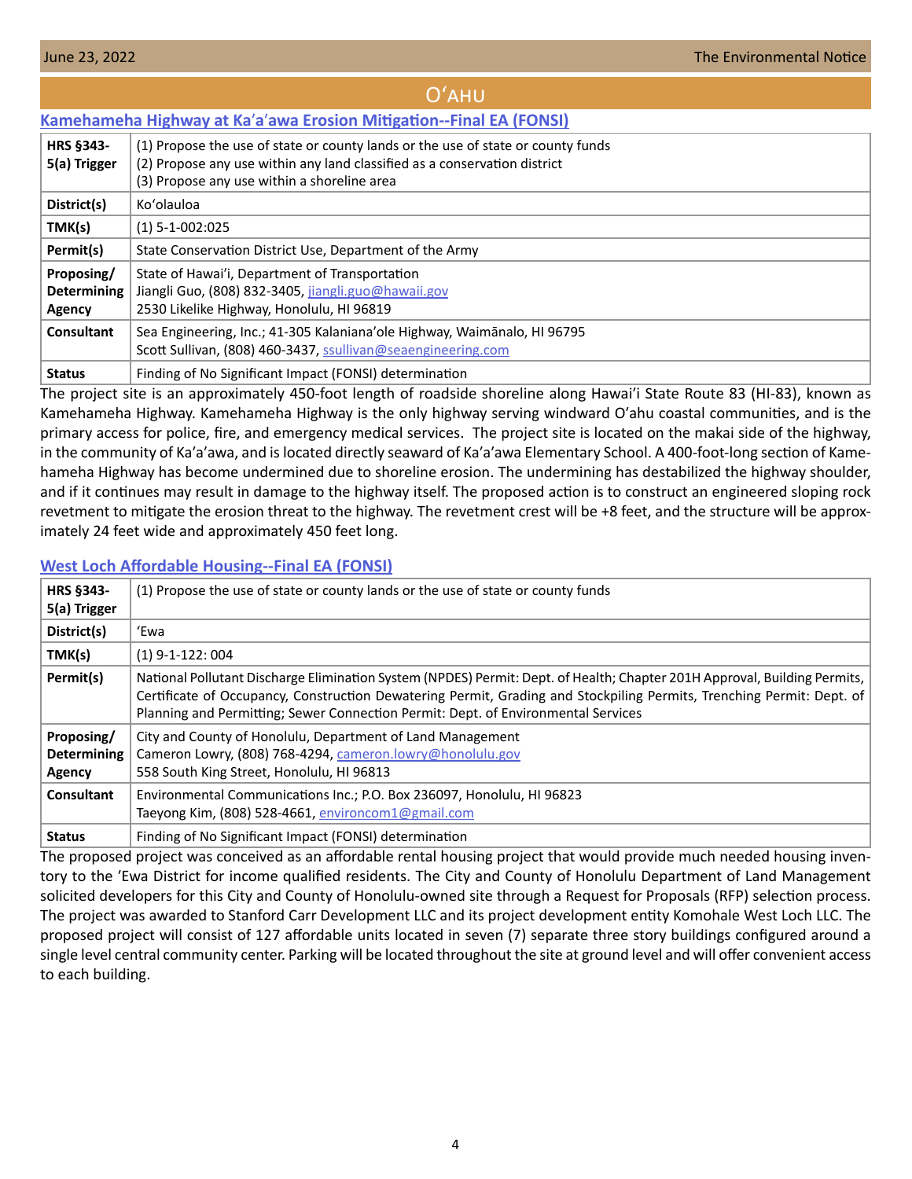# Oʻahu

## Kamehameha Highway at Ka'a'awa Erosion Mitigation--Final EA (FONSI)

| | |
|---|---|
| **HRS §343-5(a) Trigger** | (1) Propose the use of state or county lands or the use of state or county funds<br>(2) Propose any use within any land classified as a conservation district<br>(3) Propose any use within a shoreline area |
| **District(s)** | Koʻolauloa |
| **TMK(s)** | (1) 5-1-002:025 |
| **Permit(s)** | State Conservation District Use, Department of the Army |
| **Proposing/ Determining Agency** | State of Hawaiʻi, Department of Transportation<br>Jiangli Guo, (808) 832-3405, jiangli.guo@hawaii.gov<br>2530 Likelike Highway, Honolulu, HI 96819 |
| **Consultant** | Sea Engineering, Inc.; 41-305 Kalanianaʻole Highway, Waimānalo, HI 96795<br>Scott Sullivan, (808) 460-3437, ssullivan@seaengineering.com |
| **Status** | Finding of No Significant Impact (FONSI) determination |

The project site is an approximately 450-foot length of roadside shoreline along Hawaiʻi State Route 83 (HI-83), known as Kamehameha Highway. Kamehameha Highway is the only highway serving windward O'ahu coastal communities, and is the primary access for police, fire, and emergency medical services. The project site is located on the makai side of the highway, in the community of Ka'a'awa, and is located directly seaward of Ka'a'awa Elementary School. A 400-foot-long section of Kamehameha Highway has become undermined due to shoreline erosion. The undermining has destabilized the highway shoulder, and if it continues may result in damage to the highway itself. The proposed action is to construct an engineered sloping rock revetment to mitigate the erosion threat to the highway. The revetment crest will be +8 feet, and the structure will be approximately 24 feet wide and approximately 450 feet long.

## West Loch Affordable Housing--Final EA (FONSI)

| | |
|---|---|
| **HRS §343-5(a) Trigger** | (1) Propose the use of state or county lands or the use of state or county funds |
| **District(s)** | ʻEwa |
| **TMK(s)** | (1) 9-1-122: 004 |
| **Permit(s)** | National Pollutant Discharge Elimination System (NPDES) Permit: Dept. of Health; Chapter 201H Approval, Building Permits, Certificate of Occupancy, Construction Dewatering Permit, Grading and Stockpiling Permits, Trenching Permit: Dept. of Planning and Permitting; Sewer Connection Permit: Dept. of Environmental Services |
| **Proposing/ Determining Agency** | City and County of Honolulu, Department of Land Management<br>Cameron Lowry, (808) 768-4294, cameron.lowry@honolulu.gov<br>558 South King Street, Honolulu, HI 96813 |
| **Consultant** | Environmental Communications Inc.; P.O. Box 236097, Honolulu, HI 96823<br>Taeyong Kim, (808) 528-4661, environcom1@gmail.com |
| **Status** | Finding of No Significant Impact (FONSI) determination |

The proposed project was conceived as an affordable rental housing project that would provide much needed housing inventory to the ʻEwa District for income qualified residents. The City and County of Honolulu Department of Land Management solicited developers for this City and County of Honolulu-owned site through a Request for Proposals (RFP) selection process. The project was awarded to Stanford Carr Development LLC and its project development entity Komohale West Loch LLC. The proposed project will consist of 127 affordable units located in seven (7) separate three story buildings configured around a single level central community center. Parking will be located throughout the site at ground level and will offer convenient access to each building.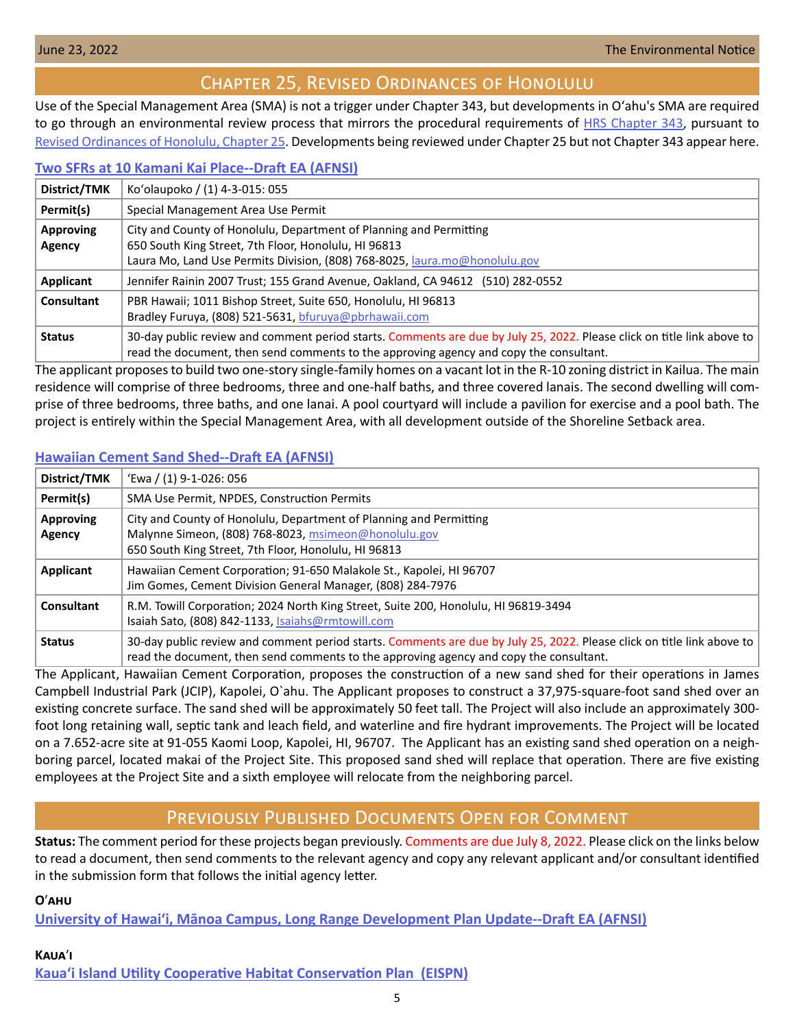## Chapter 25, Revised Ordinances of Honolulu

Use of the Special Management Area (SMA) is not a trigger under Chapter 343, but developments in Oʻahu's SMA are required to go through an environmental review process that mirrors the procedural requirements of HRS Chapter 343, pursuant to Revised Ordinances of Honolulu, Chapter 25. Developments being reviewed under Chapter 25 but not Chapter 343 appear here.

### Two SFRs at 10 Kamani Kai Place--Draft EA (AFNSI)

| | |
|---|---|
| **District/TMK** | Koʻolaupoko / (1) 4-3-015: 055 |
| **Permit(s)** | Special Management Area Use Permit |
| **Approving Agency** | City and County of Honolulu, Department of Planning and Permitting<br>650 South King Street, 7th Floor, Honolulu, HI 96813<br>Laura Mo, Land Use Permits Division, (808) 768-8025, laura.mo@honolulu.gov |
| **Applicant** | Jennifer Rainin 2007 Trust; 155 Grand Avenue, Oakland, CA 94612 (510) 282-0552 |
| **Consultant** | PBR Hawaii; 1011 Bishop Street, Suite 650, Honolulu, HI 96813<br>Bradley Furuya, (808) 521-5631, bfuruya@pbrhawaii.com |
| **Status** | 30-day public review and comment period starts. Comments are due by July 25, 2022. Please click on title link above to read the document, then send comments to the approving agency and copy the consultant. |

The applicant proposes to build two one-story single-family homes on a vacant lot in the R-10 zoning district in Kailua. The main residence will comprise of three bedrooms, three and one-half baths, and three covered lanais. The second dwelling will comprise of three bedrooms, three baths, and one lanai. A pool courtyard will include a pavilion for exercise and a pool bath. The project is entirely within the Special Management Area, with all development outside of the Shoreline Setback area.

### Hawaiian Cement Sand Shed--Draft EA (AFNSI)

| | |
|---|---|
| **District/TMK** | ʻEwa / (1) 9-1-026: 056 |
| **Permit(s)** | SMA Use Permit, NPDES, Construction Permits |
| **Approving Agency** | City and County of Honolulu, Department of Planning and Permitting<br>Malynne Simeon, (808) 768-8023, msimeon@honolulu.gov<br>650 South King Street, 7th Floor, Honolulu, HI 96813 |
| **Applicant** | Hawaiian Cement Corporation; 91-650 Malakole St., Kapolei, HI 96707<br>Jim Gomes, Cement Division General Manager, (808) 284-7976 |
| **Consultant** | R.M. Towill Corporation; 2024 North King Street, Suite 200, Honolulu, HI 96819-3494<br>Isaiah Sato, (808) 842-1133, Isaiahs@rmtowill.com |
| **Status** | 30-day public review and comment period starts. Comments are due by July 25, 2022. Please click on title link above to read the document, then send comments to the approving agency and copy the consultant. |

The Applicant, Hawaiian Cement Corporation, proposes the construction of a new sand shed for their operations in James Campbell Industrial Park (JCIP), Kapolei, O`ahu. The Applicant proposes to construct a 37,975-square-foot sand shed over an existing concrete surface. The sand shed will be approximately 50 feet tall. The Project will also include an approximately 300-foot long retaining wall, septic tank and leach field, and waterline and fire hydrant improvements. The Project will be located on a 7.652-acre site at 91-055 Kaomi Loop, Kapolei, HI, 96707. The Applicant has an existing sand shed operation on a neighboring parcel, located makai of the Project Site. This proposed sand shed will replace that operation. There are five existing employees at the Project Site and a sixth employee will relocate from the neighboring parcel.

## Previously Published Documents Open for Comment

**Status:** The comment period for these projects began previously. Comments are due July 8, 2022. Please click on the links below to read a document, then send comments to the relevant agency and copy any relevant applicant and/or consultant identified in the submission form that follows the initial agency letter.

**Oʻahu**

University of Hawaiʻi, Mānoa Campus, Long Range Development Plan Update--Draft EA (AFNSI)

**Kauaʻi**

Kauaʻi Island Utility Cooperative Habitat Conservation Plan (EISPN)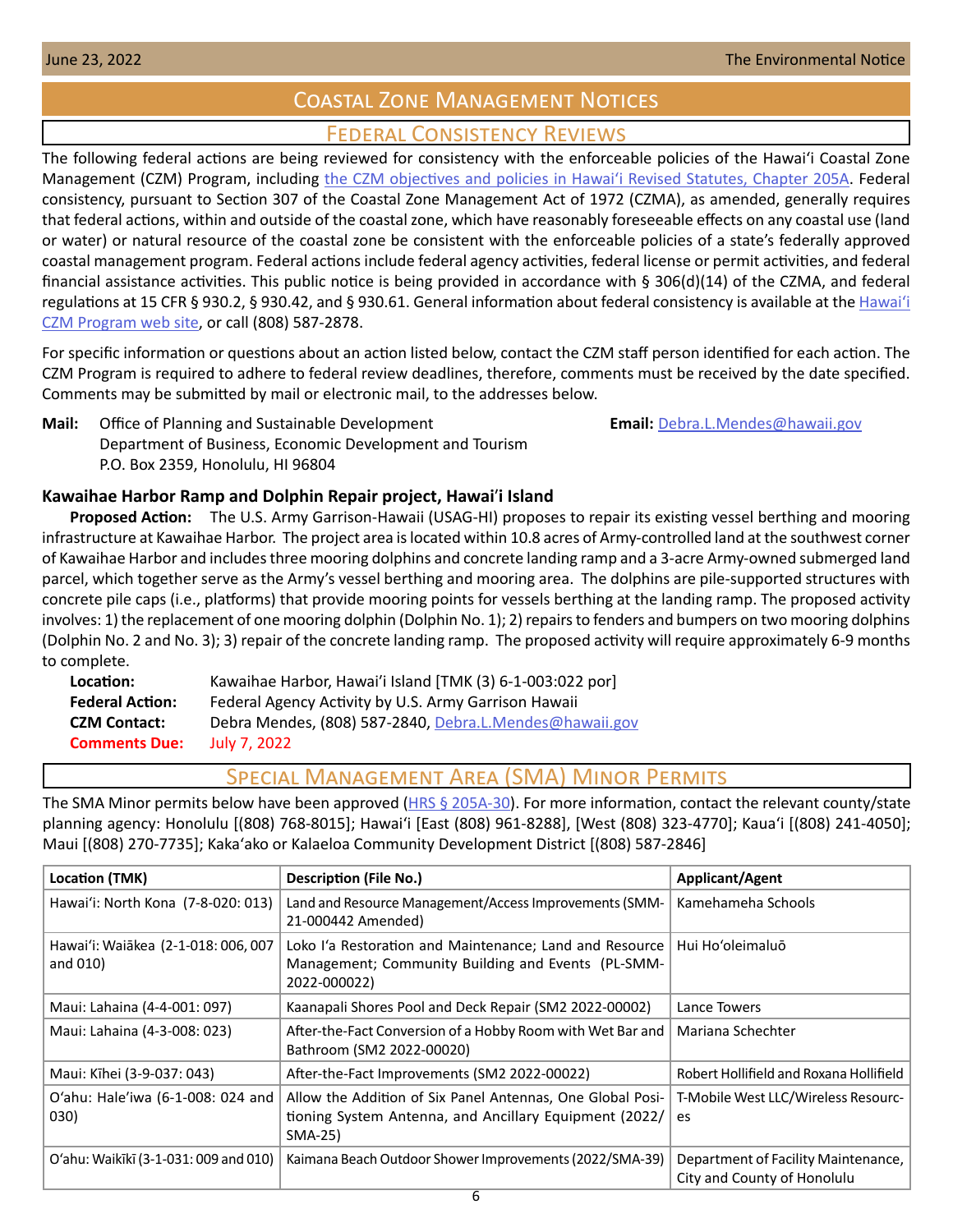# Coastal Zone Management Notices

## Federal Consistency Reviews

The following federal actions are being reviewed for consistency with the enforceable policies of the Hawaiʻi Coastal Zone Management (CZM) Program, including the CZM objectives and policies in Hawaiʻi Revised Statutes, Chapter 205A. Federal consistency, pursuant to Section 307 of the Coastal Zone Management Act of 1972 (CZMA), as amended, generally requires that federal actions, within and outside of the coastal zone, which have reasonably foreseeable effects on any coastal use (land or water) or natural resource of the coastal zone be consistent with the enforceable policies of a state's federally approved coastal management program. Federal actions include federal agency activities, federal license or permit activities, and federal financial assistance activities. This public notice is being provided in accordance with § 306(d)(14) of the CZMA, and federal regulations at 15 CFR § 930.2, § 930.42, and § 930.61. General information about federal consistency is available at the Hawaiʻi CZM Program web site, or call (808) 587-2878.

For specific information or questions about an action listed below, contact the CZM staff person identified for each action. The CZM Program is required to adhere to federal review deadlines, therefore, comments must be received by the date specified. Comments may be submitted by mail or electronic mail, to the addresses below.

**Mail:** Office of Planning and Sustainable Development
Department of Business, Economic Development and Tourism
P.O. Box 2359, Honolulu, HI 96804

**Email:** Debra.L.Mendes@hawaii.gov

### Kawaihae Harbor Ramp and Dolphin Repair project, Hawaiʻi Island

**Proposed Action:** The U.S. Army Garrison-Hawaii (USAG-HI) proposes to repair its existing vessel berthing and mooring infrastructure at Kawaihae Harbor. The project area is located within 10.8 acres of Army-controlled land at the southwest corner of Kawaihae Harbor and includes three mooring dolphins and concrete landing ramp and a 3-acre Army-owned submerged land parcel, which together serve as the Army's vessel berthing and mooring area. The dolphins are pile-supported structures with concrete pile caps (i.e., platforms) that provide mooring points for vessels berthing at the landing ramp. The proposed activity involves: 1) the replacement of one mooring dolphin (Dolphin No. 1); 2) repairs to fenders and bumpers on two mooring dolphins (Dolphin No. 2 and No. 3); 3) repair of the concrete landing ramp. The proposed activity will require approximately 6-9 months to complete.

**Location:** Kawaihae Harbor, Hawaiʻi Island [TMK (3) 6-1-003:022 por]
**Federal Action:** Federal Agency Activity by U.S. Army Garrison Hawaii
**CZM Contact:** Debra Mendes, (808) 587-2840, Debra.L.Mendes@hawaii.gov
**Comments Due:** July 7, 2022

## Special Management Area (SMA) Minor Permits

The SMA Minor permits below have been approved (HRS § 205A-30). For more information, contact the relevant county/state planning agency: Honolulu [(808) 768-8015]; Hawaiʻi [East (808) 961-8288], [West (808) 323-4770]; Kauaʻi [(808) 241-4050]; Maui [(808) 270-7735]; Kakaʻako or Kalaeloa Community Development District [(808) 587-2846]

| Location (TMK) | Description (File No.) | Applicant/Agent |
|---|---|---|
| Hawaiʻi: North Kona (7-8-020: 013) | Land and Resource Management/Access Improvements (SMM-21-000442 Amended) | Kamehameha Schools |
| Hawaiʻi: Waiākea (2-1-018: 006, 007 and 010) | Loko Iʻa Restoration and Maintenance; Land and Resource Management; Community Building and Events (PL-SMM-2022-000022) | Hui Hoʻoleimaluō |
| Maui: Lahaina (4-4-001: 097) | Kaanapali Shores Pool and Deck Repair (SM2 2022-00002) | Lance Towers |
| Maui: Lahaina (4-3-008: 023) | After-the-Fact Conversion of a Hobby Room with Wet Bar and Bathroom (SM2 2022-00020) | Mariana Schechter |
| Maui: Kīhei (3-9-037: 043) | After-the-Fact Improvements (SM2 2022-00022) | Robert Hollifield and Roxana Hollifield |
| Oʻahu: Haleʻiwa (6-1-008: 024 and 030) | Allow the Addition of Six Panel Antennas, One Global Positioning System Antenna, and Ancillary Equipment (2022/SMA-25) | T-Mobile West LLC/Wireless Resources |
| Oʻahu: Waikīkī (3-1-031: 009 and 010) | Kaimana Beach Outdoor Shower Improvements (2022/SMA-39) | Department of Facility Maintenance, City and County of Honolulu |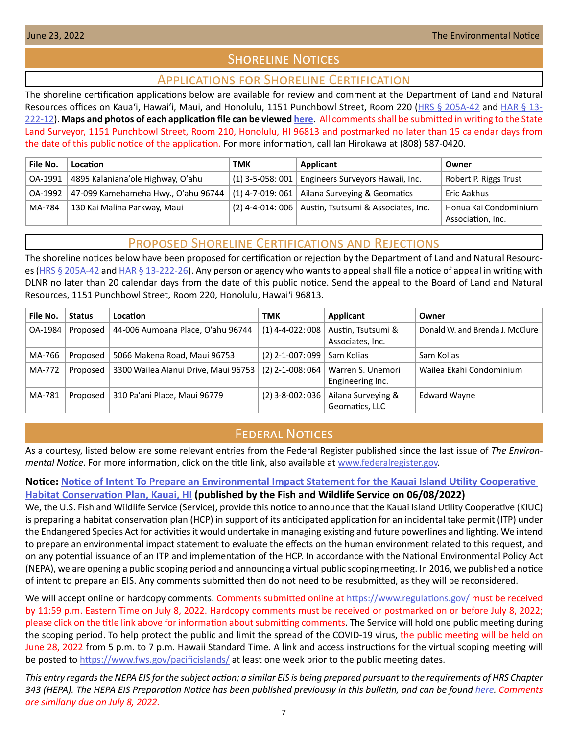# Shoreline Notices

## Applications for Shoreline Certification

The shoreline certification applications below are available for review and comment at the Department of Land and Natural Resources offices on Kaua'i, Hawai'i, Maui, and Honolulu, 1151 Punchbowl Street, Room 220 (HRS § 205A-42 and HAR § 13-222-12). **Maps and photos of each application file can be viewed here**. All comments shall be submitted in writing to the State Land Surveyor, 1151 Punchbowl Street, Room 210, Honolulu, HI 96813 and postmarked no later than 15 calendar days from the date of this public notice of the application. For more information, call Ian Hirokawa at (808) 587-0420.

| File No. | Location | TMK | Applicant | Owner |
|---|---|---|---|---|
| OA-1991 | 4895 Kalaniana'ole Highway, O'ahu | (1) 3-5-058: 001 | Engineers Surveyors Hawaii, Inc. | Robert P. Riggs Trust |
| OA-1992 | 47-099 Kamehameha Hwy., O'ahu 96744 | (1) 4-7-019: 061 | Ailana Surveying & Geomatics | Eric Aakhus |
| MA-784 | 130 Kai Malina Parkway, Maui | (2) 4-4-014: 006 | Austin, Tsutsumi & Associates, Inc. | Honua Kai Condominium Association, Inc. |

## Proposed Shoreline Certifications and Rejections

The shoreline notices below have been proposed for certification or rejection by the Department of Land and Natural Resources (HRS § 205A-42 and HAR § 13-222-26). Any person or agency who wants to appeal shall file a notice of appeal in writing with DLNR no later than 20 calendar days from the date of this public notice. Send the appeal to the Board of Land and Natural Resources, 1151 Punchbowl Street, Room 220, Honolulu, Hawai'i 96813.

| File No. | Status | Location | TMK | Applicant | Owner |
|---|---|---|---|---|---|
| OA-1984 | Proposed | 44-006 Aumoana Place, O'ahu 96744 | (1) 4-4-022: 008 | Austin, Tsutsumi & Associates, Inc. | Donald W. and Brenda J. McClure |
| MA-766 | Proposed | 5066 Makena Road, Maui 96753 | (2) 2-1-007: 099 | Sam Kolias | Sam Kolias |
| MA-772 | Proposed | 3300 Wailea Alanui Drive, Maui 96753 | (2) 2-1-008: 064 | Warren S. Unemori Engineering Inc. | Wailea Ekahi Condominium |
| MA-781 | Proposed | 310 Pa'ani Place, Maui 96779 | (2) 3-8-002: 036 | Ailana Surveying & Geomatics, LLC | Edward Wayne |

# Federal Notices

As a courtesy, listed below are some relevant entries from the Federal Register published since the last issue of *The Environmental Notice*. For more information, click on the title link, also available at www.federalregister.gov.

**Notice: Notice of Intent To Prepare an Environmental Impact Statement for the Kauai Island Utility Cooperative Habitat Conservation Plan, Kauai, HI (published by the Fish and Wildlife Service on 06/08/2022)**

We, the U.S. Fish and Wildlife Service (Service), provide this notice to announce that the Kauai Island Utility Cooperative (KIUC) is preparing a habitat conservation plan (HCP) in support of its anticipated application for an incidental take permit (ITP) under the Endangered Species Act for activities it would undertake in managing existing and future powerlines and lighting. We intend to prepare an environmental impact statement to evaluate the effects on the human environment related to this request, and on any potential issuance of an ITP and implementation of the HCP. In accordance with the National Environmental Policy Act (NEPA), we are opening a public scoping period and announcing a virtual public scoping meeting. In 2016, we published a notice of intent to prepare an EIS. Any comments submitted then do not need to be resubmitted, as they will be reconsidered.

We will accept online or hardcopy comments. Comments submitted online at https://www.regulations.gov/ must be received by 11:59 p.m. Eastern Time on July 8, 2022. Hardcopy comments must be received or postmarked on or before July 8, 2022; please click on the title link above for information about submitting comments. The Service will hold one public meeting during the scoping period. To help protect the public and limit the spread of the COVID-19 virus, the public meeting will be held on June 28, 2022 from 5 p.m. to 7 p.m. Hawaii Standard Time. A link and access instructions for the virtual scoping meeting will be posted to https://www.fws.gov/pacificislands/ at least one week prior to the public meeting dates.

*This entry regards the NEPA EIS for the subject action; a similar EIS is being prepared pursuant to the requirements of HRS Chapter 343 (HEPA). The HEPA EIS Preparation Notice has been published previously in this bulletin, and can be found here. Comments are similarly due on July 8, 2022.*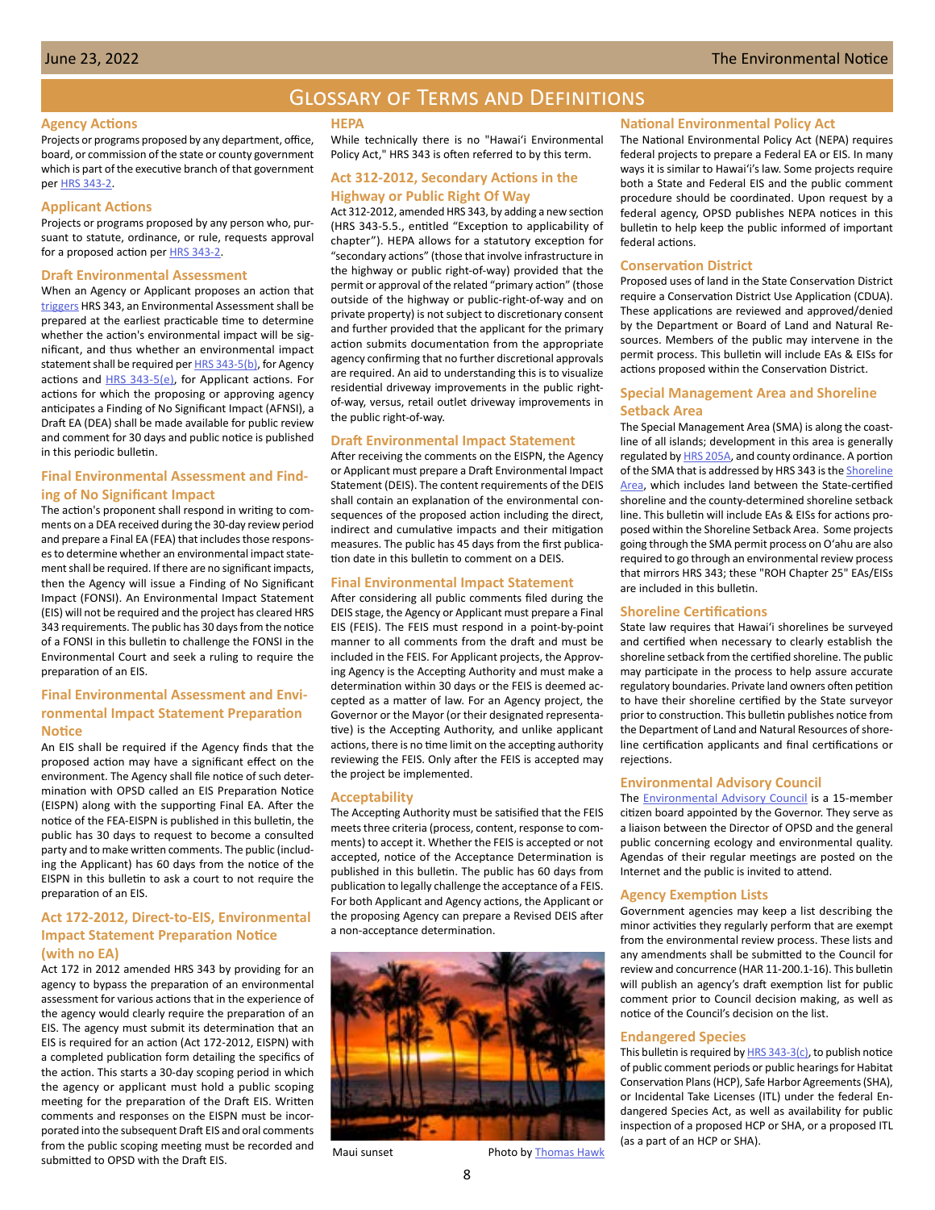# Glossary of Terms and Definitions

## Agency Actions

Projects or programs proposed by any department, office, board, or commission of the state or county government which is part of the executive branch of that government per HRS 343-2.

## Applicant Actions

Projects or programs proposed by any person who, pursuant to statute, ordinance, or rule, requests approval for a proposed action per HRS 343-2.

## Draft Environmental Assessment

When an Agency or Applicant proposes an action that triggers HRS 343, an Environmental Assessment shall be prepared at the earliest practicable time to determine whether the action's environmental impact will be significant, and thus whether an environmental impact statement shall be required per HRS 343-5(b), for Agency actions and HRS 343-5(e), for Applicant actions. For actions for which the proposing or approving agency anticipates a Finding of No Significant Impact (AFNSI), a Draft EA (DEA) shall be made available for public review and comment for 30 days and public notice is published in this periodic bulletin.

## Final Environmental Assessment and Finding of No Significant Impact

The action's proponent shall respond in writing to comments on a DEA received during the 30-day review period and prepare a Final EA (FEA) that includes those responses to determine whether an environmental impact statement shall be required. If there are no significant impacts, then the Agency will issue a Finding of No Significant Impact (FONSI). An Environmental Impact Statement (EIS) will not be required and the project has cleared HRS 343 requirements. The public has 30 days from the notice of a FONSI in this bulletin to challenge the FONSI in the Environmental Court and seek a ruling to require the preparation of an EIS.

## Final Environmental Assessment and Environmental Impact Statement Preparation Notice

An EIS shall be required if the Agency finds that the proposed action may have a significant effect on the environment. The Agency shall file notice of such determination with OPSD called an EIS Preparation Notice (EISPN) along with the supporting Final EA. After the notice of the FEA-EISPN is published in this bulletin, the public has 30 days to request to become a consulted party and to make written comments. The public (including the Applicant) has 60 days from the notice of the EISPN in this bulletin to ask a court to not require the preparation of an EIS.

## Act 172-2012, Direct-to-EIS, Environmental Impact Statement Preparation Notice (with no EA)

Act 172 in 2012 amended HRS 343 by providing for an agency to bypass the preparation of an environmental assessment for various actions that in the experience of the agency would clearly require the preparation of an EIS. The agency must submit its determination that an EIS is required for an action (Act 172-2012, EISPN) with a completed publication form detailing the specifics of the action. This starts a 30-day scoping period in which the agency or applicant must hold a public scoping meeting for the preparation of the Draft EIS. Written comments and responses on the EISPN must be incorporated into the subsequent Draft EIS and oral comments from the public scoping meeting must be recorded and submitted to OPSD with the Draft EIS.

## HEPA

While technically there is no "Hawai'i Environmental Policy Act," HRS 343 is often referred to by this term.

## Act 312-2012, Secondary Actions in the Highway or Public Right Of Way

Act 312-2012, amended HRS 343, by adding a new section (HRS 343-5.5., entitled "Exception to applicability of chapter"). HEPA allows for a statutory exception for "secondary actions" (those that involve infrastructure in the highway or public right-of-way) provided that the permit or approval of the related "primary action" (those outside of the highway or public-right-of-way and on private property) is not subject to discretionary consent and further provided that the applicant for the primary action submits documentation from the appropriate agency confirming that no further discretional approvals are required. An aid to understanding this is to visualize residential driveway improvements in the public right-of-way, versus, retail outlet driveway improvements in the public right-of-way.

## Draft Environmental Impact Statement

After receiving the comments on the EISPN, the Agency or Applicant must prepare a Draft Environmental Impact Statement (DEIS). The content requirements of the DEIS shall contain an explanation of the environmental consequences of the proposed action including the direct, indirect and cumulative impacts and their mitigation measures. The public has 45 days from the first publication date in this bulletin to comment on a DEIS.

## Final Environmental Impact Statement

After considering all public comments filed during the DEIS stage, the Agency or Applicant must prepare a Final EIS (FEIS). The FEIS must respond in a point-by-point manner to all comments from the draft and must be included in the FEIS. For Applicant projects, the Approving Agency is the Accepting Authority and must make a determination within 30 days or the FEIS is deemed accepted as a matter of law. For an Agency project, the Governor or the Mayor (or their designated representative) is the Accepting Authority, and unlike applicant actions, there is no time limit on the accepting authority reviewing the FEIS. Only after the FEIS is accepted may the project be implemented.

## Acceptability

The Accepting Authority must be satisified that the FEIS meets three criteria (process, content, response to comments) to accept it. Whether the FEIS is accepted or not accepted, notice of the Acceptance Determination is published in this bulletin. The public has 60 days from publication to legally challenge the acceptance of a FEIS. For both Applicant and Agency actions, the Applicant or the proposing Agency can prepare a Revised DEIS after a non-acceptance determination.

Maui sunset Photo by Thomas Hawk

## National Environmental Policy Act

The National Environmental Policy Act (NEPA) requires federal projects to prepare a Federal EA or EIS. In many ways it is similar to Hawai'i's law. Some projects require both a State and Federal EIS and the public comment procedure should be coordinated. Upon request by a federal agency, OPSD publishes NEPA notices in this bulletin to help keep the public informed of important federal actions.

## Conservation District

Proposed uses of land in the State Conservation District require a Conservation District Use Application (CDUA). These applications are reviewed and approved/denied by the Department or Board of Land and Natural Resources. Members of the public may intervene in the permit process. This bulletin will include EAs & EISs for actions proposed within the Conservation District.

## Special Management Area and Shoreline Setback Area

The Special Management Area (SMA) is along the coastline of all islands; development in this area is generally regulated by HRS 205A, and county ordinance. A portion of the SMA that is addressed by HRS 343 is the Shoreline Area, which includes land between the State-certified shoreline and the county-determined shoreline setback line. This bulletin will include EAs & EISs for actions proposed within the Shoreline Setback Area. Some projects going through the SMA permit process on O'ahu are also required to go through an environmental review process that mirrors HRS 343; these "ROH Chapter 25" EAs/EISs are included in this bulletin.

## Shoreline Certifications

State law requires that Hawai'i shorelines be surveyed and certified when necessary to clearly establish the shoreline setback from the certified shoreline. The public may participate in the process to help assure accurate regulatory boundaries. Private land owners often petition to have their shoreline certified by the State surveyor prior to construction. This bulletin publishes notice from the Department of Land and Natural Resources of shoreline certification applicants and final certifications or rejections.

## Environmental Advisory Council

The Environmental Advisory Council is a 15-member citizen board appointed by the Governor. They serve as a liaison between the Director of OPSD and the general public concerning ecology and environmental quality. Agendas of their regular meetings are posted on the Internet and the public is invited to attend.

## Agency Exemption Lists

Government agencies may keep a list describing the minor activities they regularly perform that are exempt from the environmental review process. These lists and any amendments shall be submitted to the Council for review and concurrence (HAR 11-200.1-16). This bulletin will publish an agency's draft exemption list for public comment prior to Council decision making, as well as notice of the Council's decision on the list.

## Endangered Species

This bulletin is required by HRS 343-3(c), to publish notice of public comment periods or public hearings for Habitat Conservation Plans (HCP), Safe Harbor Agreements (SHA), or Incidental Take Licenses (ITL) under the federal Endangered Species Act, as well as availability for public inspection of a proposed HCP or SHA, or a proposed ITL (as a part of an HCP or SHA).